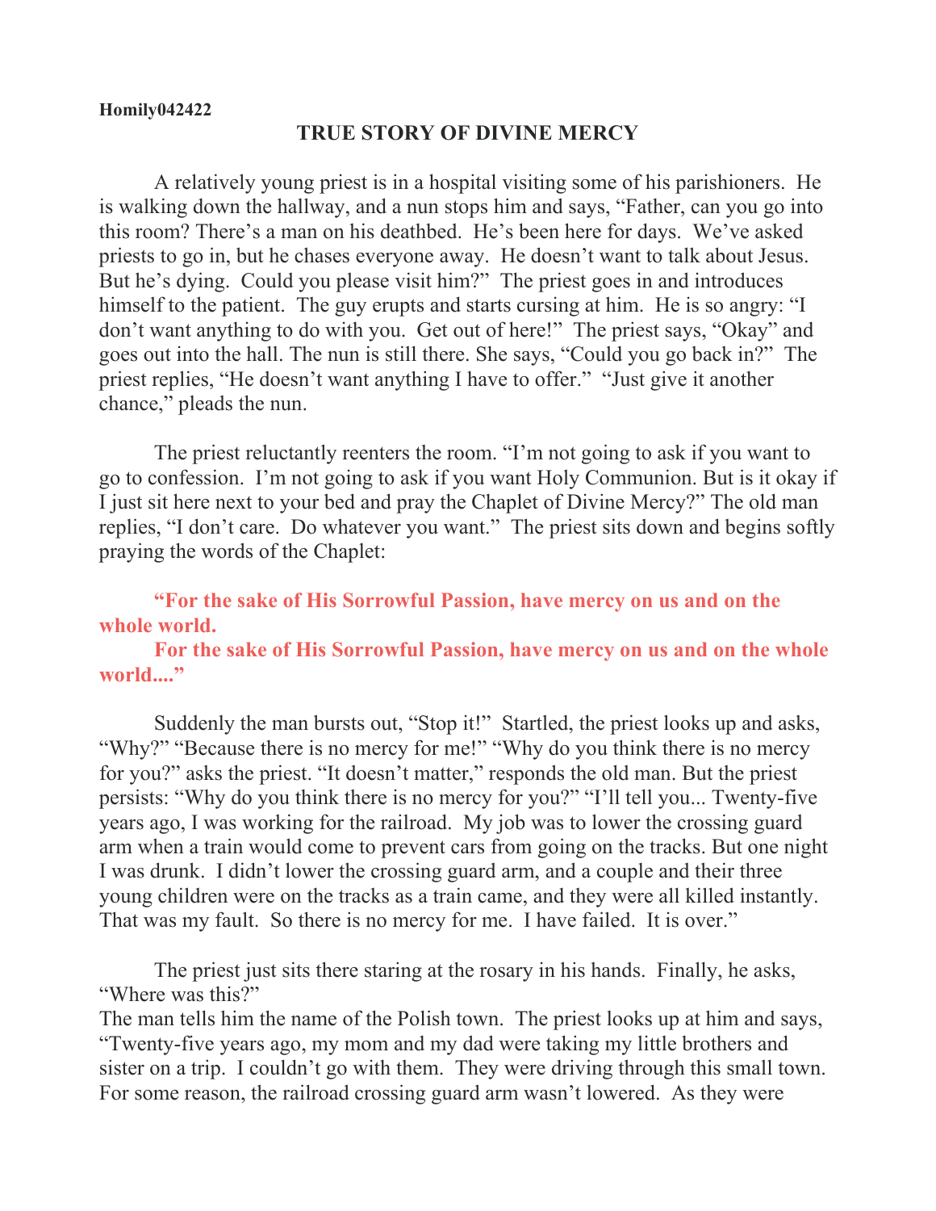**Homily042422**

# TRUE STORY OF DIVINE MERCY

A relatively young priest is in a hospital visiting some of his parishioners. He is walking down the hallway, and a nun stops him and says, "Father, can you go into this room? There's a man on his deathbed. He's been here for days. We've asked priests to go in, but he chases everyone away. He doesn't want to talk about Jesus. But he's dying. Could you please visit him?" The priest goes in and introduces himself to the patient. The guy erupts and starts cursing at him. He is so angry: "I don't want anything to do with you. Get out of here!" The priest says, "Okay" and goes out into the hall. The nun is still there. She says, "Could you go back in?" The priest replies, "He doesn't want anything I have to offer." "Just give it another chance," pleads the nun.

The priest reluctantly reenters the room. "I'm not going to ask if you want to go to confession. I'm not going to ask if you want Holy Communion. But is it okay if I just sit here next to your bed and pray the Chaplet of Divine Mercy?" The old man replies, "I don't care. Do whatever you want." The priest sits down and begins softly praying the words of the Chaplet:

**"For the sake of His Sorrowful Passion, have mercy on us and on the whole world.**
**For the sake of His Sorrowful Passion, have mercy on us and on the whole world...."**

Suddenly the man bursts out, "Stop it!" Startled, the priest looks up and asks, "Why?" "Because there is no mercy for me!" "Why do you think there is no mercy for you?" asks the priest. "It doesn't matter," responds the old man. But the priest persists: "Why do you think there is no mercy for you?" "I'll tell you... Twenty-five years ago, I was working for the railroad. My job was to lower the crossing guard arm when a train would come to prevent cars from going on the tracks. But one night I was drunk. I didn't lower the crossing guard arm, and a couple and their three young children were on the tracks as a train came, and they were all killed instantly. That was my fault. So there is no mercy for me. I have failed. It is over."

The priest just sits there staring at the rosary in his hands. Finally, he asks, "Where was this?"
The man tells him the name of the Polish town. The priest looks up at him and says, "Twenty-five years ago, my mom and my dad were taking my little brothers and sister on a trip. I couldn't go with them. They were driving through this small town. For some reason, the railroad crossing guard arm wasn't lowered. As they were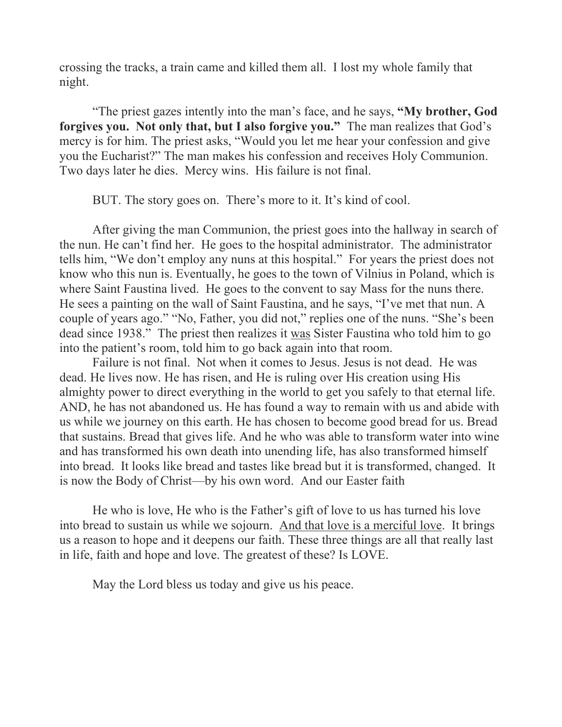crossing the tracks, a train came and killed them all. I lost my whole family that night.

"The priest gazes intently into the man's face, and he says, **"My brother, God forgives you. Not only that, but I also forgive you."** The man realizes that God's mercy is for him. The priest asks, "Would you let me hear your confession and give you the Eucharist?" The man makes his confession and receives Holy Communion. Two days later he dies. Mercy wins. His failure is not final.

BUT. The story goes on. There's more to it. It's kind of cool.

After giving the man Communion, the priest goes into the hallway in search of the nun. He can't find her. He goes to the hospital administrator. The administrator tells him, "We don't employ any nuns at this hospital." For years the priest does not know who this nun is. Eventually, he goes to the town of Vilnius in Poland, which is where Saint Faustina lived. He goes to the convent to say Mass for the nuns there. He sees a painting on the wall of Saint Faustina, and he says, "I've met that nun. A couple of years ago." "No, Father, you did not," replies one of the nuns. "She's been dead since 1938." The priest then realizes it <u>was</u> Sister Faustina who told him to go into the patient's room, told him to go back again into that room.

Failure is not final. Not when it comes to Jesus. Jesus is not dead. He was dead. He lives now. He has risen, and He is ruling over His creation using His almighty power to direct everything in the world to get you safely to that eternal life. AND, he has not abandoned us. He has found a way to remain with us and abide with us while we journey on this earth. He has chosen to become good bread for us. Bread that sustains. Bread that gives life. And he who was able to transform water into wine and has transformed his own death into unending life, has also transformed himself into bread. It looks like bread and tastes like bread but it is transformed, changed. It is now the Body of Christ—by his own word. And our Easter faith

He who is love, He who is the Father's gift of love to us has turned his love into bread to sustain us while we sojourn. <u>And that love is a merciful love</u>. It brings us a reason to hope and it deepens our faith. These three things are all that really last in life, faith and hope and love. The greatest of these? Is LOVE.

May the Lord bless us today and give us his peace.